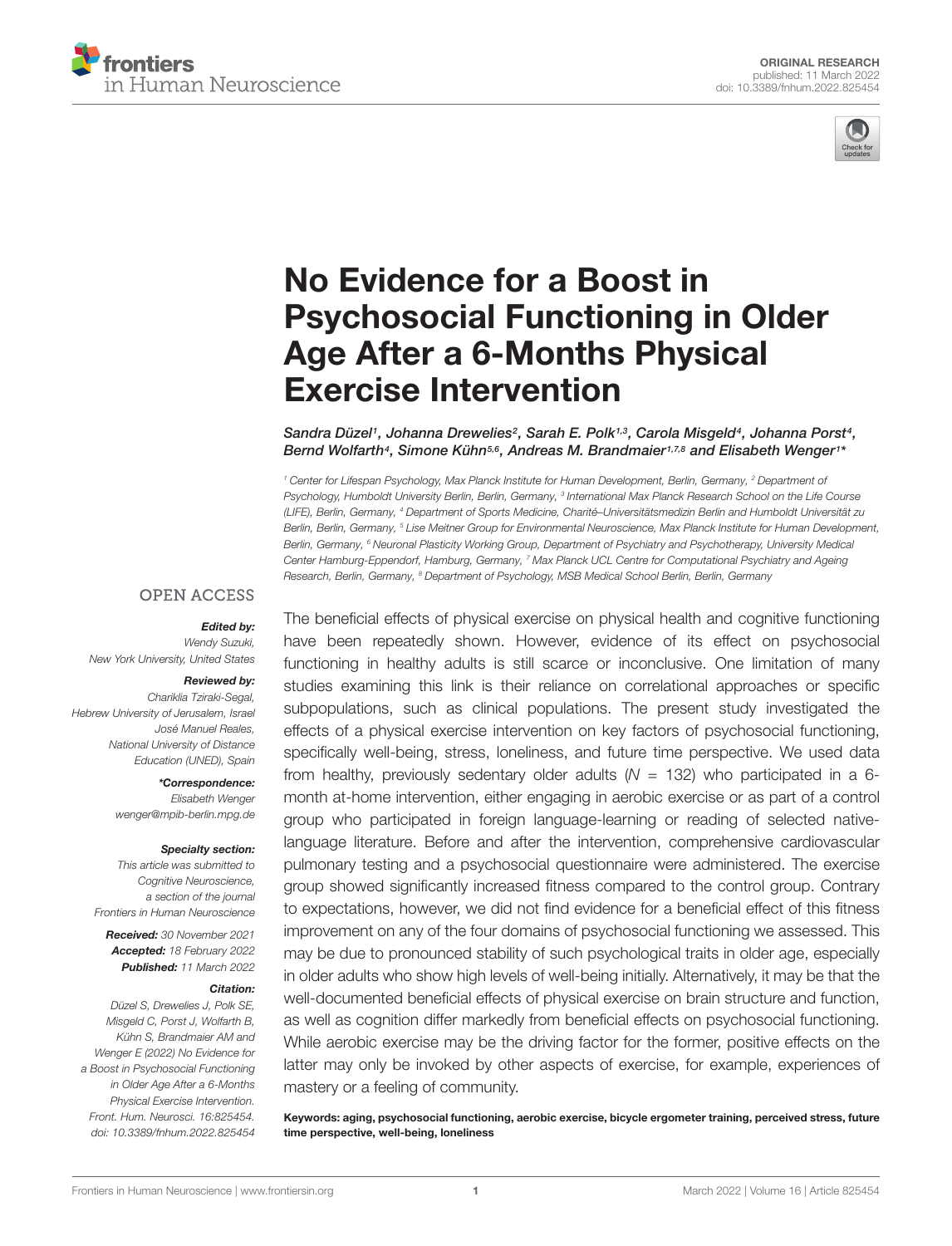ORIGINAL RESEARCH
published: 11 March 2022
doi: 10.3389/fnhum.2022.825454

# No Evidence for a Boost in Psychosocial Functioning in Older Age After a 6-Months Physical Exercise Intervention

*Sandra Düzel[1], Johanna Drewelies[2], Sarah E. Polk[1,3], Carola Misgeld[4], Johanna Porst[4], Bernd Wolfarth[4], Simone Kühn[5,6], Andreas M. Brandmaier[1,7,8] and Elisabeth Wenger[1]\**

[1] Center for Lifespan Psychology, Max Planck Institute for Human Development, Berlin, Germany, [2] Department of Psychology, Humboldt University Berlin, Berlin, Germany, [3] International Max Planck Research School on the Life Course (LIFE), Berlin, Germany, [4] Department of Sports Medicine, Charité–Universitätsmedizin Berlin and Humboldt Universität zu Berlin, Berlin, Germany, [5] Lise Meitner Group for Environmental Neuroscience, Max Planck Institute for Human Development, Berlin, Germany, [6] Neuronal Plasticity Working Group, Department of Psychiatry and Psychotherapy, University Medical Center Hamburg-Eppendorf, Hamburg, Germany, [7] Max Planck UCL Centre for Computational Psychiatry and Ageing Research, Berlin, Germany, [8] Department of Psychology, MSB Medical School Berlin, Berlin, Germany

OPEN ACCESS

***Edited by:***
Wendy Suzuki,
New York University, United States

***Reviewed by:***
Chariklia Tziraki-Segal,
Hebrew University of Jerusalem, Israel
José Manuel Reales,
National University of Distance Education (UNED), Spain

***\*Correspondence:***
Elisabeth Wenger
wenger@mpib-berlin.mpg.de

***Specialty section:***
This article was submitted to Cognitive Neuroscience, a section of the journal Frontiers in Human Neuroscience

***Received:*** 30 November 2021
***Accepted:*** 18 February 2022
***Published:*** 11 March 2022

***Citation:***
Düzel S, Drewelies J, Polk SE, Misgeld C, Porst J, Wolfarth B, Kühn S, Brandmaier AM and Wenger E (2022) No Evidence for a Boost in Psychosocial Functioning in Older Age After a 6-Months Physical Exercise Intervention. Front. Hum. Neurosci. 16:825454. doi: 10.3389/fnhum.2022.825454

The beneficial effects of physical exercise on physical health and cognitive functioning have been repeatedly shown. However, evidence of its effect on psychosocial functioning in healthy adults is still scarce or inconclusive. One limitation of many studies examining this link is their reliance on correlational approaches or specific subpopulations, such as clinical populations. The present study investigated the effects of a physical exercise intervention on key factors of psychosocial functioning, specifically well-being, stress, loneliness, and future time perspective. We used data from healthy, previously sedentary older adults ($N$ = 132) who participated in a 6-month at-home intervention, either engaging in aerobic exercise or as part of a control group who participated in foreign language-learning or reading of selected native-language literature. Before and after the intervention, comprehensive cardiovascular pulmonary testing and a psychosocial questionnaire were administered. The exercise group showed significantly increased fitness compared to the control group. Contrary to expectations, however, we did not find evidence for a beneficial effect of this fitness improvement on any of the four domains of psychosocial functioning we assessed. This may be due to pronounced stability of such psychological traits in older age, especially in older adults who show high levels of well-being initially. Alternatively, it may be that the well-documented beneficial effects of physical exercise on brain structure and function, as well as cognition differ markedly from beneficial effects on psychosocial functioning. While aerobic exercise may be the driving factor for the former, positive effects on the latter may only be invoked by other aspects of exercise, for example, experiences of mastery or a feeling of community.

**Keywords: aging, psychosocial functioning, aerobic exercise, bicycle ergometer training, perceived stress, future time perspective, well-being, loneliness**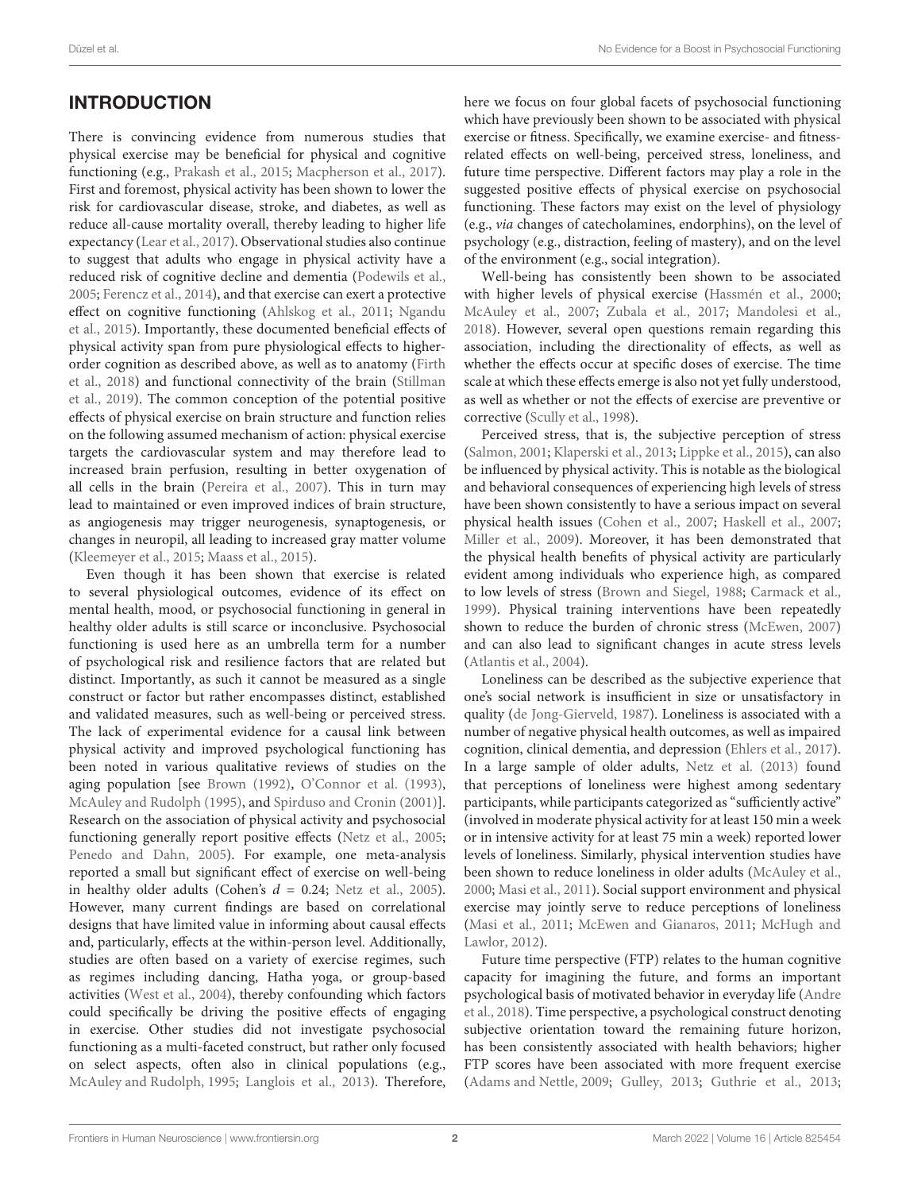## INTRODUCTION

There is convincing evidence from numerous studies that physical exercise may be beneficial for physical and cognitive functioning (e.g., Prakash et al., 2015; Macpherson et al., 2017). First and foremost, physical activity has been shown to lower the risk for cardiovascular disease, stroke, and diabetes, as well as reduce all-cause mortality overall, thereby leading to higher life expectancy (Lear et al., 2017). Observational studies also continue to suggest that adults who engage in physical activity have a reduced risk of cognitive decline and dementia (Podewils et al., 2005; Ferencz et al., 2014), and that exercise can exert a protective effect on cognitive functioning (Ahlskog et al., 2011; Ngandu et al., 2015). Importantly, these documented beneficial effects of physical activity span from pure physiological effects to higher-order cognition as described above, as well as to anatomy (Firth et al., 2018) and functional connectivity of the brain (Stillman et al., 2019). The common conception of the potential positive effects of physical exercise on brain structure and function relies on the following assumed mechanism of action: physical exercise targets the cardiovascular system and may therefore lead to increased brain perfusion, resulting in better oxygenation of all cells in the brain (Pereira et al., 2007). This in turn may lead to maintained or even improved indices of brain structure, as angiogenesis may trigger neurogenesis, synaptogenesis, or changes in neuropil, all leading to increased gray matter volume (Kleemeyer et al., 2015; Maass et al., 2015).

Even though it has been shown that exercise is related to several physiological outcomes, evidence of its effect on mental health, mood, or psychosocial functioning in general in healthy older adults is still scarce or inconclusive. Psychosocial functioning is used here as an umbrella term for a number of psychological risk and resilience factors that are related but distinct. Importantly, as such it cannot be measured as a single construct or factor but rather encompasses distinct, established and validated measures, such as well-being or perceived stress. The lack of experimental evidence for a causal link between physical activity and improved psychological functioning has been noted in various qualitative reviews of studies on the aging population [see Brown (1992), O'Connor et al. (1993), McAuley and Rudolph (1995), and Spirduso and Cronin (2001)]. Research on the association of physical activity and psychosocial functioning generally report positive effects (Netz et al., 2005; Penedo and Dahn, 2005). For example, one meta-analysis reported a small but significant effect of exercise on well-being in healthy older adults (Cohen's $d = 0.24$; Netz et al., 2005). However, many current findings are based on correlational designs that have limited value in informing about causal effects and, particularly, effects at the within-person level. Additionally, studies are often based on a variety of exercise regimes, such as regimes including dancing, Hatha yoga, or group-based activities (West et al., 2004), thereby confounding which factors could specifically be driving the positive effects of engaging in exercise. Other studies did not investigate psychosocial functioning as a multi-faceted construct, but rather only focused on select aspects, often also in clinical populations (e.g., McAuley and Rudolph, 1995; Langlois et al., 2013). Therefore, here we focus on four global facets of psychosocial functioning which have previously been shown to be associated with physical exercise or fitness. Specifically, we examine exercise- and fitness-related effects on well-being, perceived stress, loneliness, and future time perspective. Different factors may play a role in the suggested positive effects of physical exercise on psychosocial functioning. These factors may exist on the level of physiology (e.g., *via* changes of catecholamines, endorphins), on the level of psychology (e.g., distraction, feeling of mastery), and on the level of the environment (e.g., social integration).

Well-being has consistently been shown to be associated with higher levels of physical exercise (Hassmén et al., 2000; McAuley et al., 2007; Zubala et al., 2017; Mandolesi et al., 2018). However, several open questions remain regarding this association, including the directionality of effects, as well as whether the effects occur at specific doses of exercise. The time scale at which these effects emerge is also not yet fully understood, as well as whether or not the effects of exercise are preventive or corrective (Scully et al., 1998).

Perceived stress, that is, the subjective perception of stress (Salmon, 2001; Klaperski et al., 2013; Lippke et al., 2015), can also be influenced by physical activity. This is notable as the biological and behavioral consequences of experiencing high levels of stress have been shown consistently to have a serious impact on several physical health issues (Cohen et al., 2007; Haskell et al., 2007; Miller et al., 2009). Moreover, it has been demonstrated that the physical health benefits of physical activity are particularly evident among individuals who experience high, as compared to low levels of stress (Brown and Siegel, 1988; Carmack et al., 1999). Physical training interventions have been repeatedly shown to reduce the burden of chronic stress (McEwen, 2007) and can also lead to significant changes in acute stress levels (Atlantis et al., 2004).

Loneliness can be described as the subjective experience that one's social network is insufficient in size or unsatisfactory in quality (de Jong-Gierveld, 1987). Loneliness is associated with a number of negative physical health outcomes, as well as impaired cognition, clinical dementia, and depression (Ehlers et al., 2017). In a large sample of older adults, Netz et al. (2013) found that perceptions of loneliness were highest among sedentary participants, while participants categorized as "sufficiently active" (involved in moderate physical activity for at least 150 min a week or in intensive activity for at least 75 min a week) reported lower levels of loneliness. Similarly, physical intervention studies have been shown to reduce loneliness in older adults (McAuley et al., 2000; Masi et al., 2011). Social support environment and physical exercise may jointly serve to reduce perceptions of loneliness (Masi et al., 2011; McEwen and Gianaros, 2011; McHugh and Lawlor, 2012).

Future time perspective (FTP) relates to the human cognitive capacity for imagining the future, and forms an important psychological basis of motivated behavior in everyday life (Andre et al., 2018). Time perspective, a psychological construct denoting subjective orientation toward the remaining future horizon, has been consistently associated with health behaviors; higher FTP scores have been associated with more frequent exercise (Adams and Nettle, 2009; Gulley, 2013; Guthrie et al., 2013;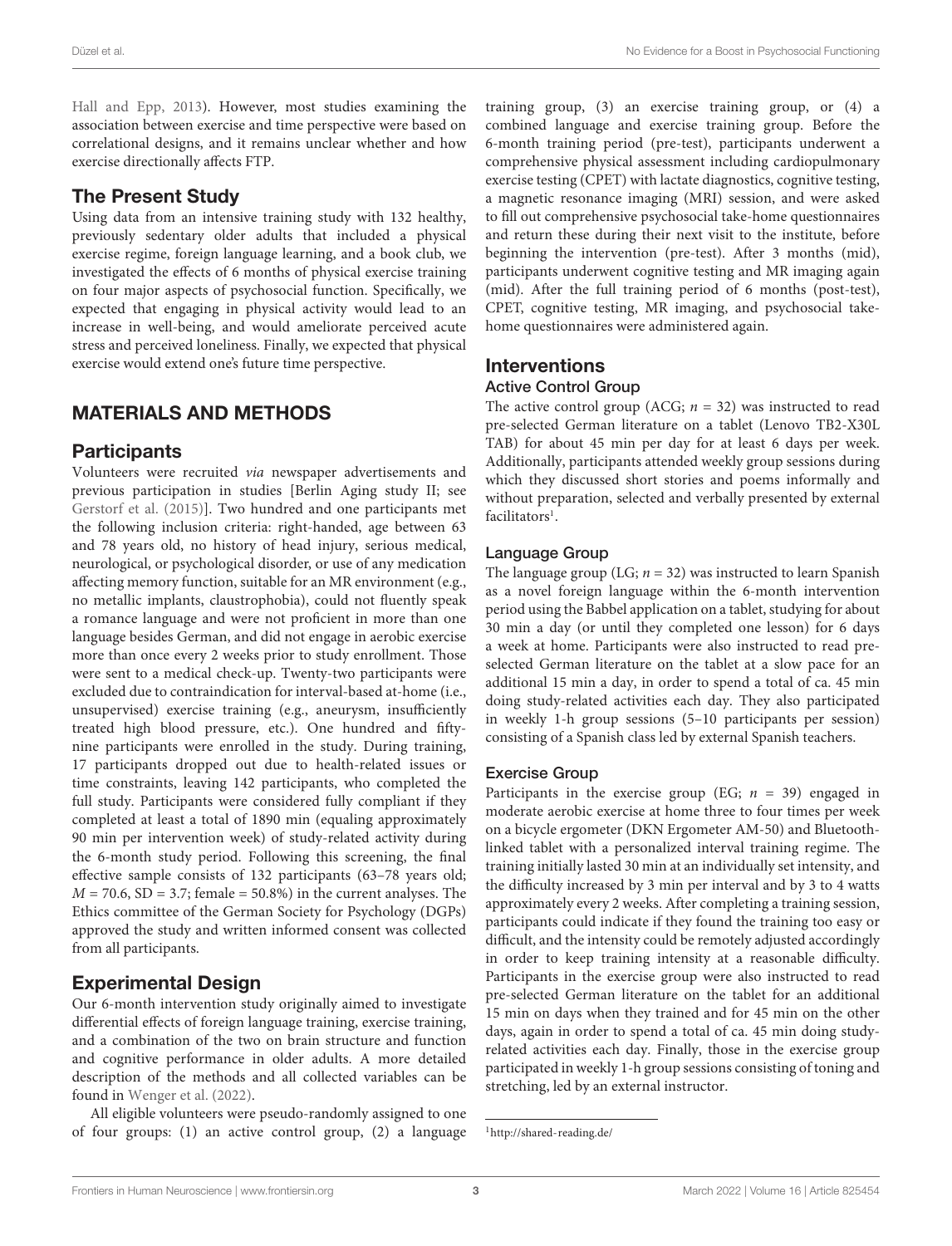Hall and Epp, 2013). However, most studies examining the association between exercise and time perspective were based on correlational designs, and it remains unclear whether and how exercise directionally affects FTP.

## The Present Study

Using data from an intensive training study with 132 healthy, previously sedentary older adults that included a physical exercise regime, foreign language learning, and a book club, we investigated the effects of 6 months of physical exercise training on four major aspects of psychosocial function. Specifically, we expected that engaging in physical activity would lead to an increase in well-being, and would ameliorate perceived acute stress and perceived loneliness. Finally, we expected that physical exercise would extend one's future time perspective.

# MATERIALS AND METHODS

## Participants

Volunteers were recruited *via* newspaper advertisements and previous participation in studies [Berlin Aging study II; see Gerstorf et al. (2015)]. Two hundred and one participants met the following inclusion criteria: right-handed, age between 63 and 78 years old, no history of head injury, serious medical, neurological, or psychological disorder, or use of any medication affecting memory function, suitable for an MR environment (e.g., no metallic implants, claustrophobia), could not fluently speak a romance language and were not proficient in more than one language besides German, and did not engage in aerobic exercise more than once every 2 weeks prior to study enrollment. Those were sent to a medical check-up. Twenty-two participants were excluded due to contraindication for interval-based at-home (i.e., unsupervised) exercise training (e.g., aneurysm, insufficiently treated high blood pressure, etc.). One hundred and fifty-nine participants were enrolled in the study. During training, 17 participants dropped out due to health-related issues or time constraints, leaving 142 participants, who completed the full study. Participants were considered fully compliant if they completed at least a total of 1890 min (equaling approximately 90 min per intervention week) of study-related activity during the 6-month study period. Following this screening, the final effective sample consists of 132 participants (63–78 years old; $M = 70.6$, $SD = 3.7$; female = 50.8%) in the current analyses. The Ethics committee of the German Society for Psychology (DGPs) approved the study and written informed consent was collected from all participants.

## Experimental Design

Our 6-month intervention study originally aimed to investigate differential effects of foreign language training, exercise training, and a combination of the two on brain structure and function and cognitive performance in older adults. A more detailed description of the methods and all collected variables can be found in Wenger et al. (2022).

All eligible volunteers were pseudo-randomly assigned to one of four groups: (1) an active control group, (2) a language training group, (3) an exercise training group, or (4) a combined language and exercise training group. Before the 6-month training period (pre-test), participants underwent a comprehensive physical assessment including cardiopulmonary exercise testing (CPET) with lactate diagnostics, cognitive testing, a magnetic resonance imaging (MRI) session, and were asked to fill out comprehensive psychosocial take-home questionnaires and return these during their next visit to the institute, before beginning the intervention (pre-test). After 3 months (mid), participants underwent cognitive testing and MR imaging again (mid). After the full training period of 6 months (post-test), CPET, cognitive testing, MR imaging, and psychosocial take-home questionnaires were administered again.

## Interventions

### Active Control Group

The active control group (ACG; $n = 32$) was instructed to read pre-selected German literature on a tablet (Lenovo TB2-X30L TAB) for about 45 min per day for at least 6 days per week. Additionally, participants attended weekly group sessions during which they discussed short stories and poems informally and without preparation, selected and verbally presented by external facilitators[1].

### Language Group

The language group (LG; $n = 32$) was instructed to learn Spanish as a novel foreign language within the 6-month intervention period using the Babbel application on a tablet, studying for about 30 min a day (or until they completed one lesson) for 6 days a week at home. Participants were also instructed to read pre-selected German literature on the tablet at a slow pace for an additional 15 min a day, in order to spend a total of ca. 45 min doing study-related activities each day. They also participated in weekly 1-h group sessions (5–10 participants per session) consisting of a Spanish class led by external Spanish teachers.

### Exercise Group

Participants in the exercise group (EG; $n = 39$) engaged in moderate aerobic exercise at home three to four times per week on a bicycle ergometer (DKN Ergometer AM-50) and Bluetooth-linked tablet with a personalized interval training regime. The training initially lasted 30 min at an individually set intensity, and the difficulty increased by 3 min per interval and by 3 to 4 watts approximately every 2 weeks. After completing a training session, participants could indicate if they found the training too easy or difficult, and the intensity could be remotely adjusted accordingly in order to keep training intensity at a reasonable difficulty. Participants in the exercise group were also instructed to read pre-selected German literature on the tablet for an additional 15 min on days when they trained and for 45 min on the other days, again in order to spend a total of ca. 45 min doing study-related activities each day. Finally, those in the exercise group participated in weekly 1-h group sessions consisting of toning and stretching, led by an external instructor.

[1] http://shared-reading.de/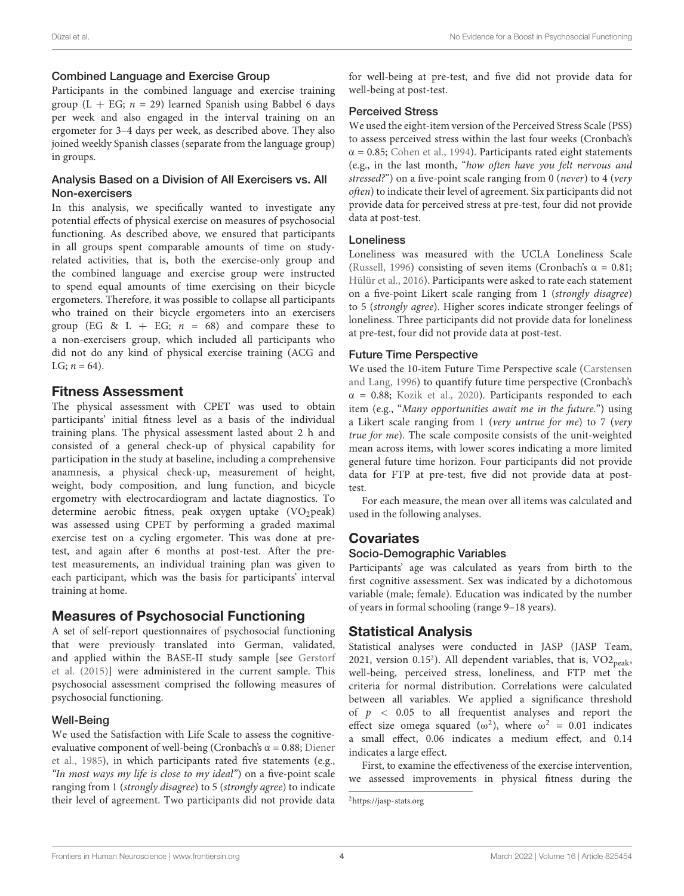### Combined Language and Exercise Group

Participants in the combined language and exercise training group (L + EG; $n = 29$) learned Spanish using Babbel 6 days per week and also engaged in the interval training on an ergometer for 3–4 days per week, as described above. They also joined weekly Spanish classes (separate from the language group) in groups.

### Analysis Based on a Division of All Exercisers vs. All Non-exercisers

In this analysis, we specifically wanted to investigate any potential effects of physical exercise on measures of psychosocial functioning. As described above, we ensured that participants in all groups spent comparable amounts of time on study-related activities, that is, both the exercise-only group and the combined language and exercise group were instructed to spend equal amounts of time exercising on their bicycle ergometers. Therefore, it was possible to collapse all participants who trained on their bicycle ergometers into an exercisers group (EG & L + EG; $n = 68$) and compare these to a non-exercisers group, which included all participants who did not do any kind of physical exercise training (ACG and LG; $n = 64$).

## Fitness Assessment

The physical assessment with CPET was used to obtain participants' initial fitness level as a basis of the individual training plans. The physical assessment lasted about 2 h and consisted of a general check-up of physical capability for participation in the study at baseline, including a comprehensive anamnesis, a physical check-up, measurement of height, weight, body composition, and lung function, and bicycle ergometry with electrocardiogram and lactate diagnostics. To determine aerobic fitness, peak oxygen uptake ($VO_2$peak) was assessed using CPET by performing a graded maximal exercise test on a cycling ergometer. This was done at pre-test, and again after 6 months at post-test. After the pre-test measurements, an individual training plan was given to each participant, which was the basis for participants' interval training at home.

## Measures of Psychosocial Functioning

A set of self-report questionnaires of psychosocial functioning that were previously translated into German, validated, and applied within the BASE-II study sample [see Gerstorf et al. (2015)] were administered in the current sample. This psychosocial assessment comprised the following measures of psychosocial functioning.

### Well-Being

We used the Satisfaction with Life Scale to assess the cognitive-evaluative component of well-being (Cronbach's $\alpha = 0.88$; Diener et al., 1985), in which participants rated five statements (e.g., *"In most ways my life is close to my ideal"*) on a five-point scale ranging from 1 (*strongly disagree*) to 5 (*strongly agree*) to indicate their level of agreement. Two participants did not provide data for well-being at pre-test, and five did not provide data for well-being at post-test.

### Perceived Stress

We used the eight-item version of the Perceived Stress Scale (PSS) to assess perceived stress within the last four weeks (Cronbach's $\alpha = 0.85$; Cohen et al., 1994). Participants rated eight statements (e.g., in the last month, "*how often have you felt nervous and stressed?*") on a five-point scale ranging from 0 (*never*) to 4 (*very often*) to indicate their level of agreement. Six participants did not provide data for perceived stress at pre-test, four did not provide data at post-test.

### Loneliness

Loneliness was measured with the UCLA Loneliness Scale (Russell, 1996) consisting of seven items (Cronbach's $\alpha = 0.81$; Hülür et al., 2016). Participants were asked to rate each statement on a five-point Likert scale ranging from 1 (*strongly disagree*) to 5 (*strongly agree*). Higher scores indicate stronger feelings of loneliness. Three participants did not provide data for loneliness at pre-test, four did not provide data at post-test.

### Future Time Perspective

We used the 10-item Future Time Perspective scale (Carstensen and Lang, 1996) to quantify future time perspective (Cronbach's $\alpha = 0.88$; Kozik et al., 2020). Participants responded to each item (e.g., "*Many opportunities await me in the future.*") using a Likert scale ranging from 1 (*very untrue for me*) to 7 (*very true for me*). The scale composite consists of the unit-weighted mean across items, with lower scores indicating a more limited general future time horizon. Four participants did not provide data for FTP at pre-test, five did not provide data at post-test.

For each measure, the mean over all items was calculated and used in the following analyses.

## Covariates

### Socio-Demographic Variables

Participants' age was calculated as years from birth to the first cognitive assessment. Sex was indicated by a dichotomous variable (male; female). Education was indicated by the number of years in formal schooling (range 9–18 years).

## Statistical Analysis

Statistical analyses were conducted in JASP (JASP Team, 2021, version 0.15[2]). All dependent variables, that is, $VO2_{peak}$, well-being, perceived stress, loneliness, and FTP met the criteria for normal distribution. Correlations were calculated between all variables. We applied a significance threshold of $p < 0.05$ to all frequentist analyses and report the effect size omega squared ($\omega^2$), where $\omega^2 = 0.01$ indicates a small effect, 0.06 indicates a medium effect, and 0.14 indicates a large effect.

First, to examine the effectiveness of the exercise intervention, we assessed improvements in physical fitness during the

[2] https://jasp-stats.org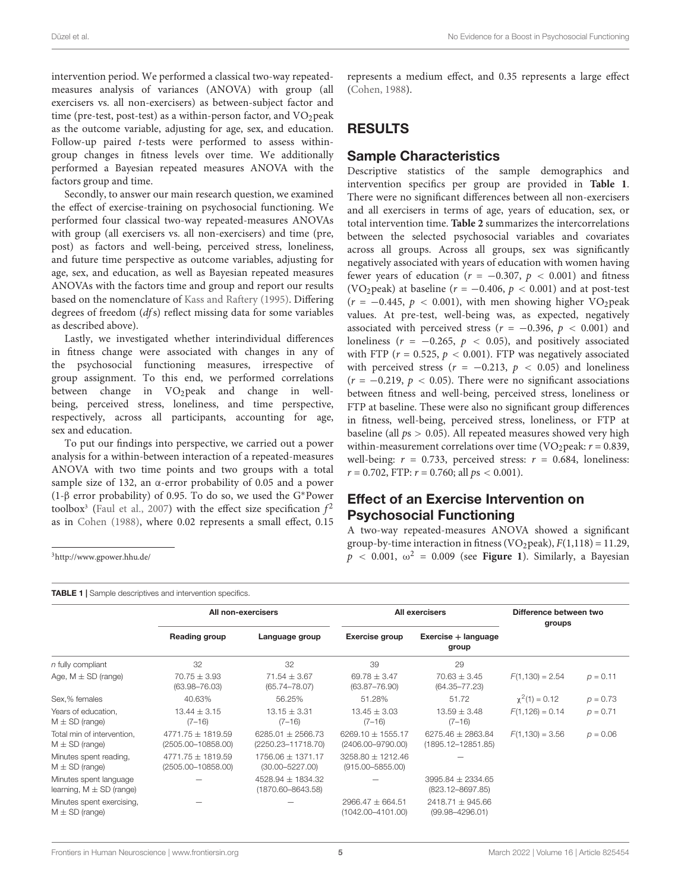intervention period. We performed a classical two-way repeated-measures analysis of variances (ANOVA) with group (all exercisers vs. all non-exercisers) as between-subject factor and time (pre-test, post-test) as a within-person factor, and $VO_2$peak as the outcome variable, adjusting for age, sex, and education. Follow-up paired *t*-tests were performed to assess within-group changes in fitness levels over time. We additionally performed a Bayesian repeated measures ANOVA with the factors group and time.

Secondly, to answer our main research question, we examined the effect of exercise-training on psychosocial functioning. We performed four classical two-way repeated-measures ANOVAs with group (all exercisers vs. all non-exercisers) and time (pre, post) as factors and well-being, perceived stress, loneliness, and future time perspective as outcome variables, adjusting for age, sex, and education, as well as Bayesian repeated measures ANOVAs with the factors time and group and report our results based on the nomenclature of Kass and Raftery (1995). Differing degrees of freedom (*df*s) reflect missing data for some variables as described above).

Lastly, we investigated whether interindividual differences in fitness change were associated with changes in any of the psychosocial functioning measures, irrespective of group assignment. To this end, we performed correlations between change in $VO_2$peak and change in well-being, perceived stress, loneliness, and time perspective, respectively, across all participants, accounting for age, sex and education.

To put our findings into perspective, we carried out a power analysis for a within-between interaction of a repeated-measures ANOVA with two time points and two groups with a total sample size of 132, an α-error probability of 0.05 and a power (1-β error probability) of 0.95. To do so, we used the G*Power toolbox[3] (Faul et al., 2007) with the effect size specification $f^2$ as in Cohen (1988), where 0.02 represents a small effect, 0.15 represents a medium effect, and 0.35 represents a large effect (Cohen, 1988).

[3] http://www.gpower.hhu.de/

## RESULTS

### Sample Characteristics

Descriptive statistics of the sample demographics and intervention specifics per group are provided in **Table 1**. There were no significant differences between all non-exercisers and all exercisers in terms of age, years of education, sex, or total intervention time. **Table 2** summarizes the intercorrelations between the selected psychosocial variables and covariates across all groups. Across all groups, sex was significantly negatively associated with years of education with women having fewer years of education ($r = -0.307$, $p < 0.001$) and fitness ($VO_2$peak) at baseline ($r = -0.406$, $p < 0.001$) and at post-test ($r = -0.445$, $p < 0.001$), with men showing higher $VO_2$peak values. At pre-test, well-being was, as expected, negatively associated with perceived stress ($r = -0.396$, $p < 0.001$) and loneliness ($r = -0.265$, $p < 0.05$), and positively associated with FTP ($r = 0.525$, $p < 0.001$). FTP was negatively associated with perceived stress ($r = -0.213$, $p < 0.05$) and loneliness ($r = -0.219$, $p < 0.05$). There were no significant associations between fitness and well-being, perceived stress, loneliness or FTP at baseline. These were also no significant group differences in fitness, well-being, perceived stress, loneliness, or FTP at baseline (all $p$s > 0.05). All repeated measures showed very high within-measurement correlations over time ($VO_2$peak: $r = 0.839$, well-being: $r = 0.733$, perceived stress: $r = 0.684$, loneliness: $r = 0.702$, FTP: $r = 0.760$; all $p$s < 0.001).

### Effect of an Exercise Intervention on Psychosocial Functioning

A two-way repeated-measures ANOVA showed a significant group-by-time interaction in fitness ($VO_2$peak), $F(1,118) = 11.29$, $p < 0.001$, $\omega^2 = 0.009$ (see **Figure 1**). Similarly, a Bayesian

**TABLE 1** | Sample descriptives and intervention specifics.

| | All non-exercisers | | All exercisers | | Difference between two groups | |
|---|---|---|---|---|---|---|
| | Reading group | Language group | Exercise group | Exercise + language group | | |
| *n* fully compliant | 32 | 32 | 39 | 29 | | |
| Age, M ± SD (range) | 70.75 ± 3.93 (63.98–76.03) | 71.54 ± 3.67 (65.74–78.07) | 69.78 ± 3.47 (63.87–76.90) | 70.63 ± 3.45 (64.35–77.23) | $F(1,130) = 2.54$ | $p = 0.11$ |
| Sex,% females | 40.63% | 56.25% | 51.28% | 51.72 | $\chi^2(1) = 0.12$ | $p = 0.73$ |
| Years of education, M ± SD (range) | 13.44 ± 3.15 (7–16) | 13.15 ± 3.31 (7–16) | 13.45 ± 3.03 (7–16) | 13.59 ± 3.48 (7–16) | $F(1,126) = 0.14$ | $p = 0.71$ |
| Total min of intervention, M ± SD (range) | 4771.75 ± 1819.59 (2505.00–10858.00) | 6285.01 ± 2566.73 (2250.23–11718.70) | 6269.10 ± 1555.17 (2406.00–9790.00) | 6275.46 ± 2863.84 (1895.12–12851.85) | $F(1,130) = 3.56$ | $p = 0.06$ |
| Minutes spent reading, M ± SD (range) | 4771.75 ± 1819.59 (2505.00–10858.00) | 1756.06 ± 1371.17 (30.00–5227.00) | 3258.80 ± 1212.46 (915.00–5855.00) | — | | |
| Minutes spent language learning, M ± SD (range) | — | 4528.94 ± 1834.32 (1870.60–8643.58) | — | 3995.84 ± 2334.65 (823.12–8697.85) | | |
| Minutes spent exercising, M ± SD (range) | — | — | 2966.47 ± 664.51 (1042.00–4101.00) | 2418.71 ± 945.66 (99.98–4296.01) | | |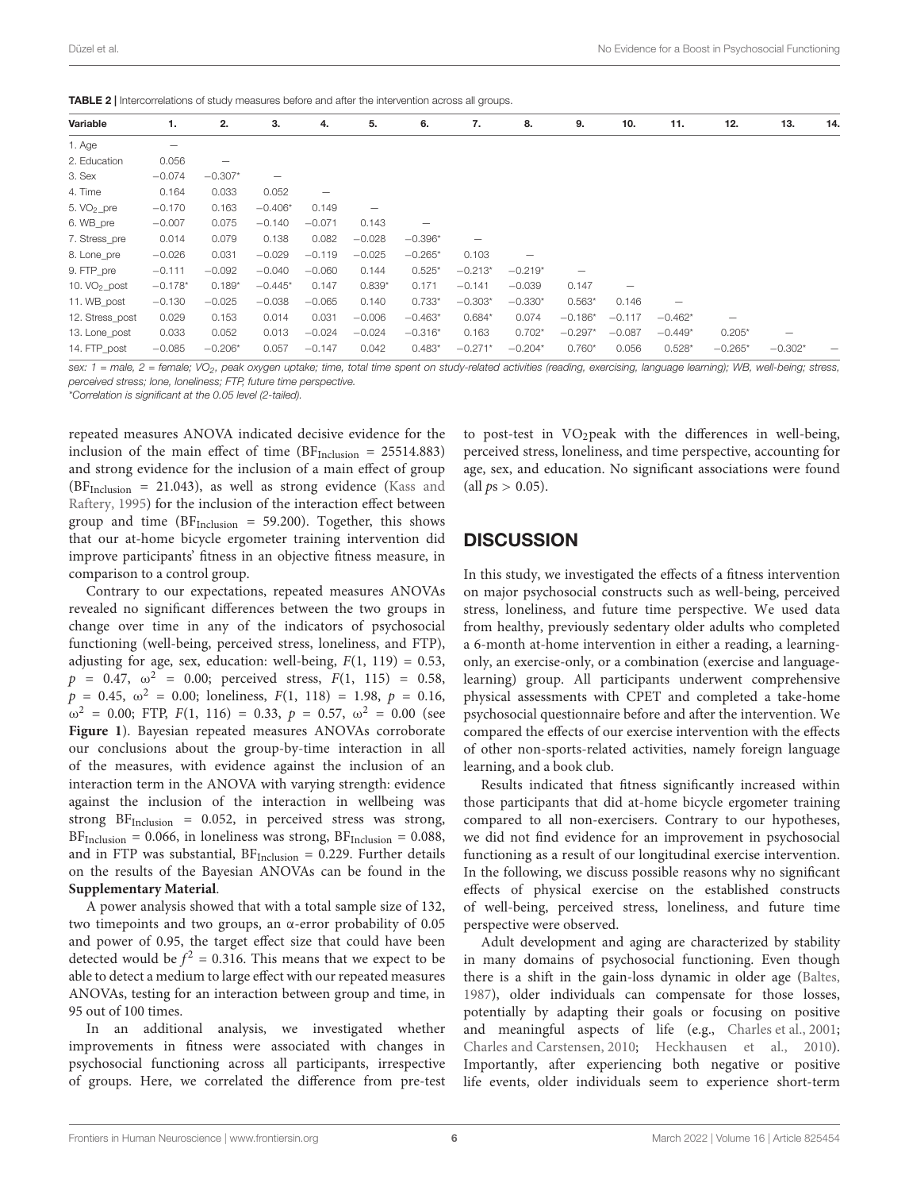**TABLE 2 |** Intercorrelations of study measures before and after the intervention across all groups.

| Variable | 1. | 2. | 3. | 4. | 5. | 6. | 7. | 8. | 9. | 10. | 11. | 12. | 13. | 14. |
|---|---|---|---|---|---|---|---|---|---|---|---|---|---|---|
| 1. Age | — | | | | | | | | | | | | | |
| 2. Education | 0.056 | — | | | | | | | | | | | | |
| 3. Sex | −0.074 | −0.307* | — | | | | | | | | | | | |
| 4. Time | 0.164 | 0.033 | 0.052 | — | | | | | | | | | | |
| 5. $VO_2$_pre | −0.170 | 0.163 | −0.406* | 0.149 | — | | | | | | | | | |
| 6. WB_pre | −0.007 | 0.075 | −0.140 | −0.071 | 0.143 | — | | | | | | | | |
| 7. Stress_pre | 0.014 | 0.079 | 0.138 | 0.082 | −0.028 | −0.396* | — | | | | | | | |
| 8. Lone_pre | −0.026 | 0.031 | −0.029 | −0.119 | −0.025 | −0.265* | 0.103 | — | | | | | | |
| 9. FTP_pre | −0.111 | −0.092 | −0.040 | −0.060 | 0.144 | 0.525* | −0.213* | −0.219* | — | | | | | |
| 10. $VO_2$_post | −0.178* | 0.189* | −0.445* | 0.147 | 0.839* | 0.171 | −0.141 | −0.039 | 0.147 | — | | | | |
| 11. WB_post | −0.130 | −0.025 | −0.038 | −0.065 | 0.140 | 0.733* | −0.303* | −0.330* | 0.563* | 0.146 | — | | | |
| 12. Stress_post | 0.029 | 0.153 | 0.014 | 0.031 | −0.006 | −0.463* | 0.684* | 0.074 | −0.186* | −0.117 | −0.462* | — | | |
| 13. Lone_post | 0.033 | 0.052 | 0.013 | −0.024 | −0.024 | −0.316* | 0.163 | 0.702* | −0.297* | −0.087 | −0.449* | 0.205* | — | |
| 14. FTP_post | −0.085 | −0.206* | 0.057 | −0.147 | 0.042 | 0.483* | −0.271* | −0.204* | 0.760* | 0.056 | 0.528* | −0.265* | −0.302* | — |

*sex: 1 = male, 2 = female; $VO_2$, peak oxygen uptake; time, total time spent on study-related activities (reading, exercising, language learning); WB, well-being; stress, perceived stress; lone, loneliness; FTP, future time perspective.*
*Correlation is significant at the 0.05 level (2-tailed).

repeated measures ANOVA indicated decisive evidence for the inclusion of the main effect of time ($BF_{Inclusion}$ = 25514.883) and strong evidence for the inclusion of a main effect of group ($BF_{Inclusion}$ = 21.043), as well as strong evidence (Kass and Raftery, 1995) for the inclusion of the interaction effect between group and time ($BF_{Inclusion}$ = 59.200). Together, this shows that our at-home bicycle ergometer training intervention did improve participants' fitness in an objective fitness measure, in comparison to a control group.

Contrary to our expectations, repeated measures ANOVAs revealed no significant differences between the two groups in change over time in any of the indicators of psychosocial functioning (well-being, perceived stress, loneliness, and FTP), adjusting for age, sex, education: well-being, $F(1, 119) = 0.53$, $p = 0.47$, $\omega^2 = 0.00$; perceived stress, $F(1, 115) = 0.58$, $p = 0.45$, $\omega^2 = 0.00$; loneliness, $F(1, 118) = 1.98$, $p = 0.16$, $\omega^2 = 0.00$; FTP, $F(1, 116) = 0.33$, $p = 0.57$, $\omega^2 = 0.00$ (see **Figure 1**). Bayesian repeated measures ANOVAs corroborate our conclusions about the group-by-time interaction in all of the measures, with evidence against the inclusion of an interaction term in the ANOVA with varying strength: evidence against the inclusion of the interaction in wellbeing was strong $BF_{Inclusion}$ = 0.052, in perceived stress was strong, $BF_{Inclusion}$ = 0.066, in loneliness was strong, $BF_{Inclusion}$ = 0.088, and in FTP was substantial, $BF_{Inclusion}$ = 0.229. Further details on the results of the Bayesian ANOVAs can be found in the **Supplementary Material**.

A power analysis showed that with a total sample size of 132, two timepoints and two groups, an α-error probability of 0.05 and power of 0.95, the target effect size that could have been detected would be $f^2 = 0.316$. This means that we expect to be able to detect a medium to large effect with our repeated measures ANOVAs, testing for an interaction between group and time, in 95 out of 100 times.

In an additional analysis, we investigated whether improvements in fitness were associated with changes in psychosocial functioning across all participants, irrespective of groups. Here, we correlated the difference from pre-test to post-test in $VO_2$peak with the differences in well-being, perceived stress, loneliness, and time perspective, accounting for age, sex, and education. No significant associations were found (all $ps > 0.05$).

## DISCUSSION

In this study, we investigated the effects of a fitness intervention on major psychosocial constructs such as well-being, perceived stress, loneliness, and future time perspective. We used data from healthy, previously sedentary older adults who completed a 6-month at-home intervention in either a reading, a learning-only, an exercise-only, or a combination (exercise and language-learning) group. All participants underwent comprehensive physical assessments with CPET and completed a take-home psychosocial questionnaire before and after the intervention. We compared the effects of our exercise intervention with the effects of other non-sports-related activities, namely foreign language learning, and a book club.

Results indicated that fitness significantly increased within those participants that did at-home bicycle ergometer training compared to all non-exercisers. Contrary to our hypotheses, we did not find evidence for an improvement in psychosocial functioning as a result of our longitudinal exercise intervention. In the following, we discuss possible reasons why no significant effects of physical exercise on the established constructs of well-being, perceived stress, loneliness, and future time perspective were observed.

Adult development and aging are characterized by stability in many domains of psychosocial functioning. Even though there is a shift in the gain-loss dynamic in older age (Baltes, 1987), older individuals can compensate for those losses, potentially by adapting their goals or focusing on positive and meaningful aspects of life (e.g., Charles et al., 2001; Charles and Carstensen, 2010; Heckhausen et al., 2010). Importantly, after experiencing both negative or positive life events, older individuals seem to experience short-term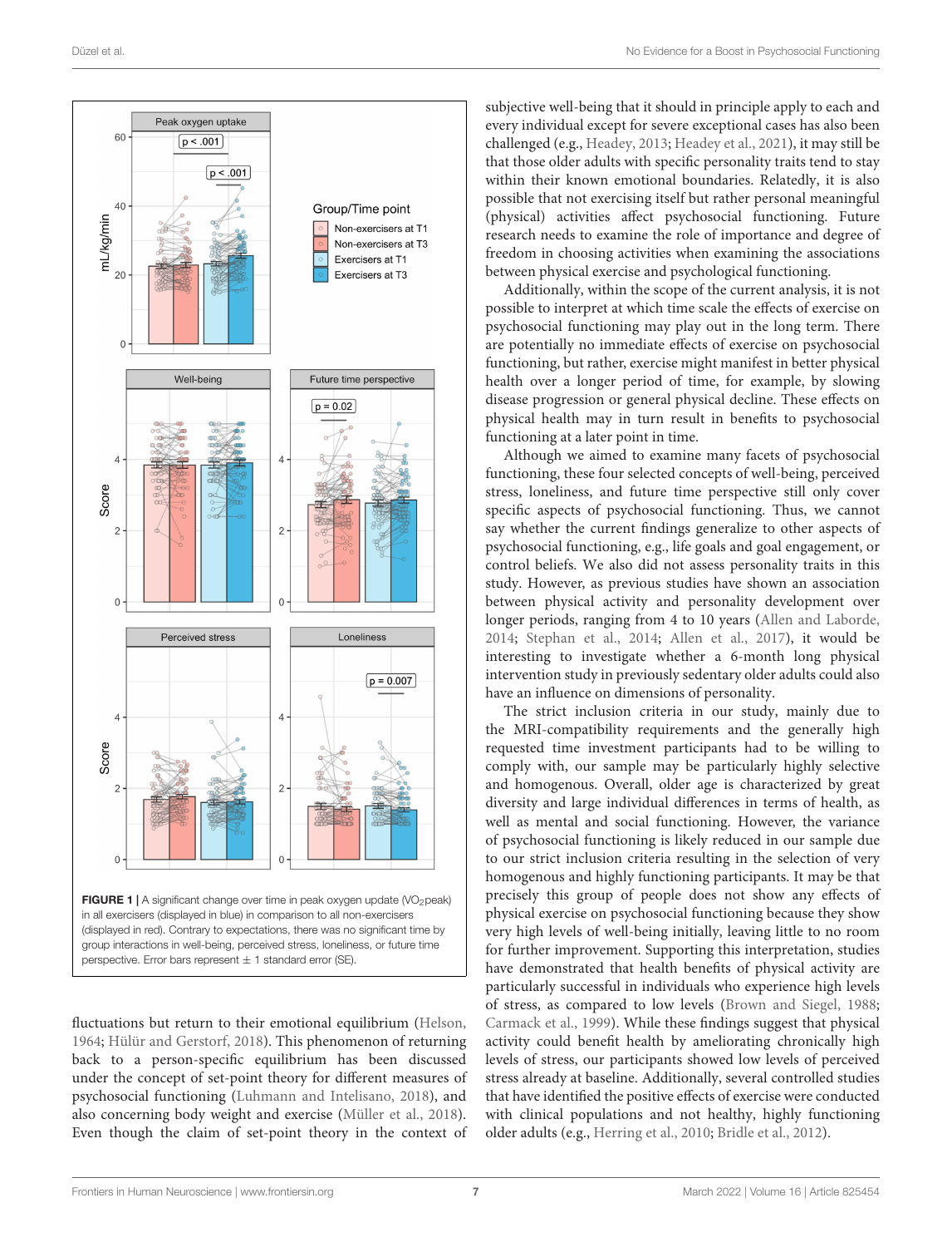**FIGURE 1 |** A significant change over time in peak oxygen update ($VO_2$peak) in all exercisers (displayed in blue) in comparison to all non-exercisers (displayed in red). Contrary to expectations, there was no significant time by group interactions in well-being, perceived stress, loneliness, or future time perspective. Error bars represent ± 1 standard error (SE).

fluctuations but return to their emotional equilibrium (Helson, 1964; Hülür and Gerstorf, 2018). This phenomenon of returning back to a person-specific equilibrium has been discussed under the concept of set-point theory for different measures of psychosocial functioning (Luhmann and Intelisano, 2018), and also concerning body weight and exercise (Müller et al., 2018). Even though the claim of set-point theory in the context of subjective well-being that it should in principle apply to each and every individual except for severe exceptional cases has also been challenged (e.g., Headey, 2013; Headey et al., 2021), it may still be that those older adults with specific personality traits tend to stay within their known emotional boundaries. Relatedly, it is also possible that not exercising itself but rather personal meaningful (physical) activities affect psychosocial functioning. Future research needs to examine the role of importance and degree of freedom in choosing activities when examining the associations between physical exercise and psychological functioning.

Additionally, within the scope of the current analysis, it is not possible to interpret at which time scale the effects of exercise on psychosocial functioning may play out in the long term. There are potentially no immediate effects of exercise on psychosocial functioning, but rather, exercise might manifest in better physical health over a longer period of time, for example, by slowing disease progression or general physical decline. These effects on physical health may in turn result in benefits to psychosocial functioning at a later point in time.

Although we aimed to examine many facets of psychosocial functioning, these four selected concepts of well-being, perceived stress, loneliness, and future time perspective still only cover specific aspects of psychosocial functioning. Thus, we cannot say whether the current findings generalize to other aspects of psychosocial functioning, e.g., life goals and goal engagement, or control beliefs. We also did not assess personality traits in this study. However, as previous studies have shown an association between physical activity and personality development over longer periods, ranging from 4 to 10 years (Allen and Laborde, 2014; Stephan et al., 2014; Allen et al., 2017), it would be interesting to investigate whether a 6-month long physical intervention study in previously sedentary older adults could also have an influence on dimensions of personality.

The strict inclusion criteria in our study, mainly due to the MRI-compatibility requirements and the generally high requested time investment participants had to be willing to comply with, our sample may be particularly highly selective and homogenous. Overall, older age is characterized by great diversity and large individual differences in terms of health, as well as mental and social functioning. However, the variance of psychosocial functioning is likely reduced in our sample due to our strict inclusion criteria resulting in the selection of very homogenous and highly functioning participants. It may be that precisely this group of people does not show any effects of physical exercise on psychosocial functioning because they show very high levels of well-being initially, leaving little to no room for further improvement. Supporting this interpretation, studies have demonstrated that health benefits of physical activity are particularly successful in individuals who experience high levels of stress, as compared to low levels (Brown and Siegel, 1988; Carmack et al., 1999). While these findings suggest that physical activity could benefit health by ameliorating chronically high levels of stress, our participants showed low levels of perceived stress already at baseline. Additionally, several controlled studies that have identified the positive effects of exercise were conducted with clinical populations and not healthy, highly functioning older adults (e.g., Herring et al., 2010; Bridle et al., 2012).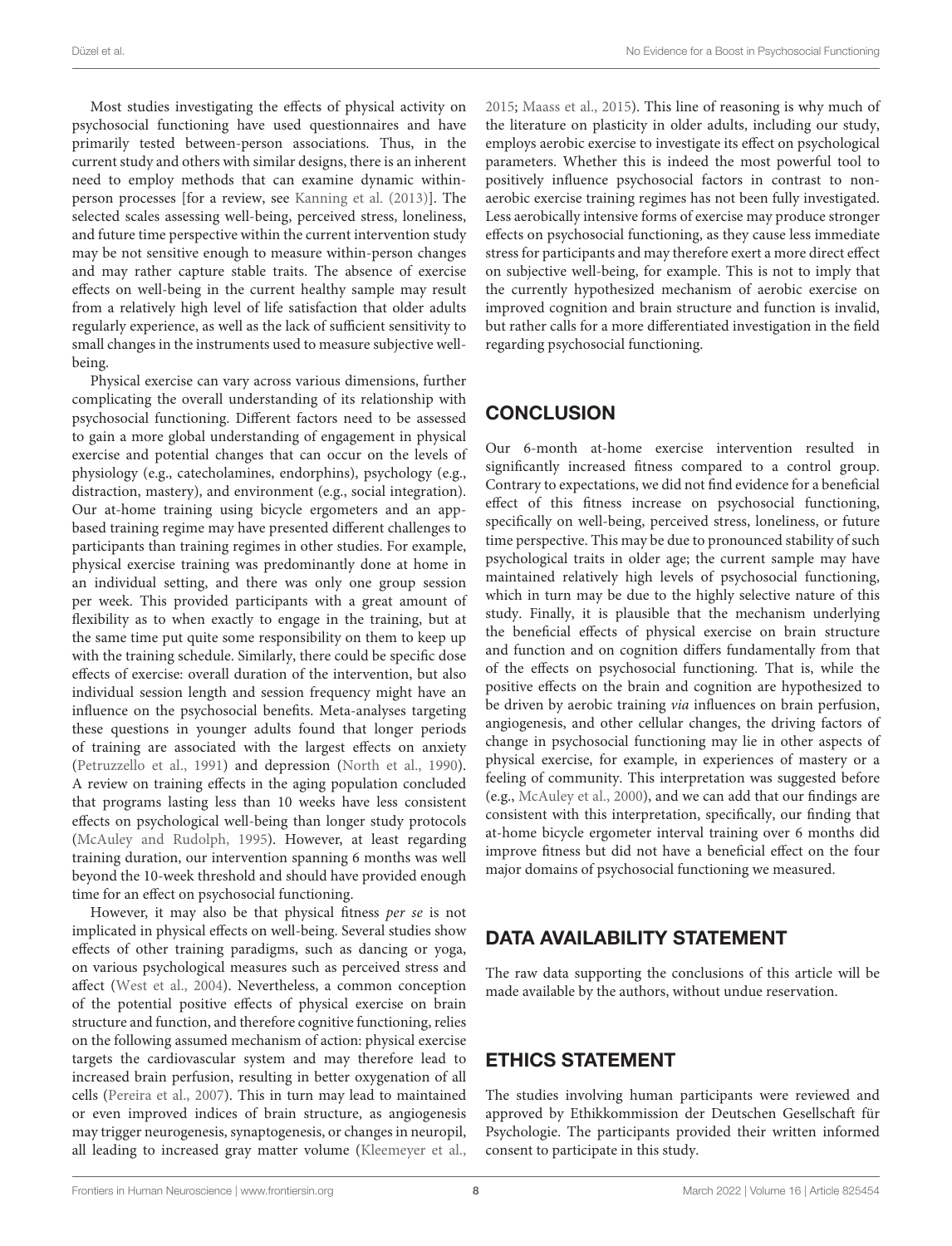Most studies investigating the effects of physical activity on psychosocial functioning have used questionnaires and have primarily tested between-person associations. Thus, in the current study and others with similar designs, there is an inherent need to employ methods that can examine dynamic within-person processes [for a review, see Kanning et al. (2013)]. The selected scales assessing well-being, perceived stress, loneliness, and future time perspective within the current intervention study may be not sensitive enough to measure within-person changes and may rather capture stable traits. The absence of exercise effects on well-being in the current healthy sample may result from a relatively high level of life satisfaction that older adults regularly experience, as well as the lack of sufficient sensitivity to small changes in the instruments used to measure subjective well-being.

Physical exercise can vary across various dimensions, further complicating the overall understanding of its relationship with psychosocial functioning. Different factors need to be assessed to gain a more global understanding of engagement in physical exercise and potential changes that can occur on the levels of physiology (e.g., catecholamines, endorphins), psychology (e.g., distraction, mastery), and environment (e.g., social integration). Our at-home training using bicycle ergometers and an app-based training regime may have presented different challenges to participants than training regimes in other studies. For example, physical exercise training was predominantly done at home in an individual setting, and there was only one group session per week. This provided participants with a great amount of flexibility as to when exactly to engage in the training, but at the same time put quite some responsibility on them to keep up with the training schedule. Similarly, there could be specific dose effects of exercise: overall duration of the intervention, but also individual session length and session frequency might have an influence on the psychosocial benefits. Meta-analyses targeting these questions in younger adults found that longer periods of training are associated with the largest effects on anxiety (Petruzzello et al., 1991) and depression (North et al., 1990). A review on training effects in the aging population concluded that programs lasting less than 10 weeks have less consistent effects on psychological well-being than longer study protocols (McAuley and Rudolph, 1995). However, at least regarding training duration, our intervention spanning 6 months was well beyond the 10-week threshold and should have provided enough time for an effect on psychosocial functioning.

However, it may also be that physical fitness *per se* is not implicated in physical effects on well-being. Several studies show effects of other training paradigms, such as dancing or yoga, on various psychological measures such as perceived stress and affect (West et al., 2004). Nevertheless, a common conception of the potential positive effects of physical exercise on brain structure and function, and therefore cognitive functioning, relies on the following assumed mechanism of action: physical exercise targets the cardiovascular system and may therefore lead to increased brain perfusion, resulting in better oxygenation of all cells (Pereira et al., 2007). This in turn may lead to maintained or even improved indices of brain structure, as angiogenesis may trigger neurogenesis, synaptogenesis, or changes in neuropil, all leading to increased gray matter volume (Kleemeyer et al., 2015; Maass et al., 2015). This line of reasoning is why much of the literature on plasticity in older adults, including our study, employs aerobic exercise to investigate its effect on psychological parameters. Whether this is indeed the most powerful tool to positively influence psychosocial factors in contrast to non-aerobic exercise training regimes has not been fully investigated. Less aerobically intensive forms of exercise may produce stronger effects on psychosocial functioning, as they cause less immediate stress for participants and may therefore exert a more direct effect on subjective well-being, for example. This is not to imply that the currently hypothesized mechanism of aerobic exercise on improved cognition and brain structure and function is invalid, but rather calls for a more differentiated investigation in the field regarding psychosocial functioning.

## CONCLUSION

Our 6-month at-home exercise intervention resulted in significantly increased fitness compared to a control group. Contrary to expectations, we did not find evidence for a beneficial effect of this fitness increase on psychosocial functioning, specifically on well-being, perceived stress, loneliness, or future time perspective. This may be due to pronounced stability of such psychological traits in older age; the current sample may have maintained relatively high levels of psychosocial functioning, which in turn may be due to the highly selective nature of this study. Finally, it is plausible that the mechanism underlying the beneficial effects of physical exercise on brain structure and function and on cognition differs fundamentally from that of the effects on psychosocial functioning. That is, while the positive effects on the brain and cognition are hypothesized to be driven by aerobic training *via* influences on brain perfusion, angiogenesis, and other cellular changes, the driving factors of change in psychosocial functioning may lie in other aspects of physical exercise, for example, in experiences of mastery or a feeling of community. This interpretation was suggested before (e.g., McAuley et al., 2000), and we can add that our findings are consistent with this interpretation, specifically, our finding that at-home bicycle ergometer interval training over 6 months did improve fitness but did not have a beneficial effect on the four major domains of psychosocial functioning we measured.

## DATA AVAILABILITY STATEMENT

The raw data supporting the conclusions of this article will be made available by the authors, without undue reservation.

## ETHICS STATEMENT

The studies involving human participants were reviewed and approved by Ethikkommission der Deutschen Gesellschaft für Psychologie. The participants provided their written informed consent to participate in this study.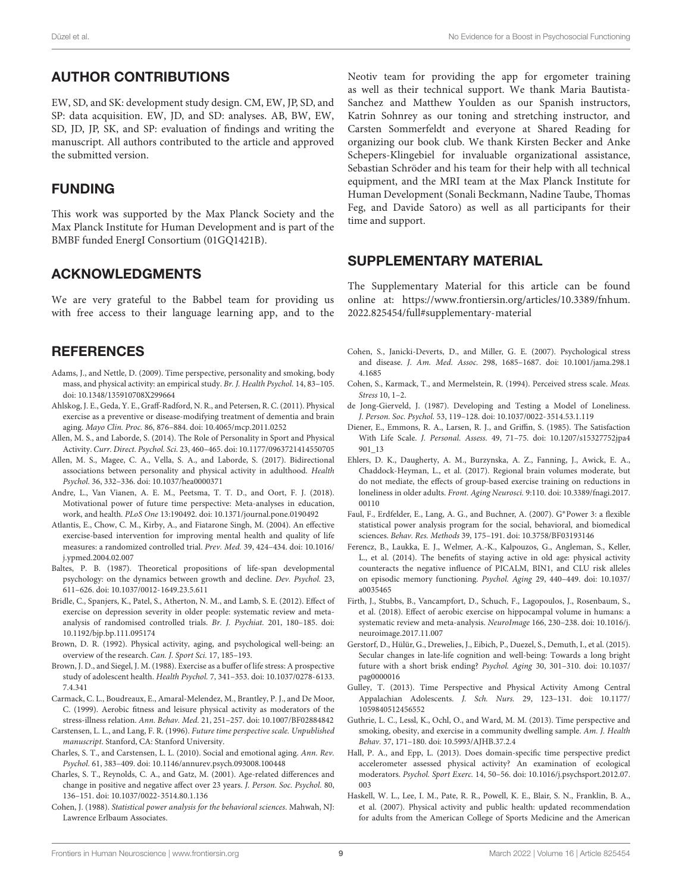## AUTHOR CONTRIBUTIONS

EW, SD, and SK: development study design. CM, EW, JP, SD, and SP: data acquisition. EW, JD, and SD: analyses. AB, BW, EW, SD, JD, JP, SK, and SP: evaluation of findings and writing the manuscript. All authors contributed to the article and approved the submitted version.

## FUNDING

This work was supported by the Max Planck Society and the Max Planck Institute for Human Development and is part of the BMBF funded EnergI Consortium (01GQ1421B).

## ACKNOWLEDGMENTS

We are very grateful to the Babbel team for providing us with free access to their language learning app, and to the Neotiv team for providing the app for ergometer training as well as their technical support. We thank Maria Bautista-Sanchez and Matthew Youlden as our Spanish instructors, Katrin Sohnrey as our toning and stretching instructor, and Carsten Sommerfeldt and everyone at Shared Reading for organizing our book club. We thank Kirsten Becker and Anke Schepers-Klingebiel for invaluable organizational assistance, Sebastian Schröder and his team for their help with all technical equipment, and the MRI team at the Max Planck Institute for Human Development (Sonali Beckmann, Nadine Taube, Thomas Feg, and Davide Satoro) as well as all participants for their time and support.

## SUPPLEMENTARY MATERIAL

The Supplementary Material for this article can be found online at: https://www.frontiersin.org/articles/10.3389/fnhum.2022.825454/full#supplementary-material

## REFERENCES

Adams, J., and Nettle, D. (2009). Time perspective, personality and smoking, body mass, and physical activity: an empirical study. *Br. J. Health Psychol.* 14, 83–105. doi: 10.1348/135910708X299664

Ahlskog, J. E., Geda, Y. E., Graff-Radford, N. R., and Petersen, R. C. (2011). Physical exercise as a preventive or disease-modifying treatment of dementia and brain aging. *Mayo Clin. Proc.* 86, 876–884. doi: 10.4065/mcp.2011.0252

Allen, M. S., and Laborde, S. (2014). The Role of Personality in Sport and Physical Activity. *Curr. Direct. Psychol. Sci.* 23, 460–465. doi: 10.1177/0963721414550705

Allen, M. S., Magee, C. A., Vella, S. A., and Laborde, S. (2017). Bidirectional associations between personality and physical activity in adulthood. *Health Psychol.* 36, 332–336. doi: 10.1037/hea0000371

Andre, L., Van Vianen, A. E. M., Peetsma, T. T. D., and Oort, F. J. (2018). Motivational power of future time perspective: Meta-analyses in education, work, and health. *PLoS One* 13:190492. doi: 10.1371/journal.pone.0190492

Atlantis, E., Chow, C. M., Kirby, A., and Fiatarone Singh, M. (2004). An effective exercise-based intervention for improving mental health and quality of life measures: a randomized controlled trial. *Prev. Med.* 39, 424–434. doi: 10.1016/j.ypmed.2004.02.007

Baltes, P. B. (1987). Theoretical propositions of life-span developmental psychology: on the dynamics between growth and decline. *Dev. Psychol.* 23, 611–626. doi: 10.1037/0012-1649.23.5.611

Bridle, C., Spanjers, K., Patel, S., Atherton, N. M., and Lamb, S. E. (2012). Effect of exercise on depression severity in older people: systematic review and meta-analysis of randomised controlled trials. *Br. J. Psychiat.* 201, 180–185. doi: 10.1192/bjp.bp.111.095174

Brown, D. R. (1992). Physical activity, aging, and psychological well-being: an overview of the research. *Can. J. Sport Sci.* 17, 185–193.

Brown, J. D., and Siegel, J. M. (1988). Exercise as a buffer of life stress: A prospective study of adolescent health. *Health Psychol.* 7, 341–353. doi: 10.1037/0278-6133.7.4.341

Carmack, C. L., Boudreaux, E., Amaral-Melendez, M., Brantley, P. J., and De Moor, C. (1999). Aerobic fitness and leisure physical activity as moderators of the stress-illness relation. *Ann. Behav. Med.* 21, 251–257. doi: 10.1007/BF02884842

Carstensen, L. L., and Lang, F. R. (1996). *Future time perspective scale. Unpublished manuscript*. Stanford, CA: Stanford University.

Charles, S. T., and Carstensen, L. L. (2010). Social and emotional aging. *Ann. Rev. Psychol.* 61, 383–409. doi: 10.1146/annurev.psych.093008.100448

Charles, S. T., Reynolds, C. A., and Gatz, M. (2001). Age-related differences and change in positive and negative affect over 23 years. *J. Person. Soc. Psychol.* 80, 136–151. doi: 10.1037/0022-3514.80.1.136

Cohen, J. (1988). *Statistical power analysis for the behavioral sciences*. Mahwah, NJ: Lawrence Erlbaum Associates.

Cohen, S., Janicki-Deverts, D., and Miller, G. E. (2007). Psychological stress and disease. *J. Am. Med. Assoc.* 298, 1685–1687. doi: 10.1001/jama.298.14.1685

Cohen, S., Karmack, T., and Mermelstein, R. (1994). Perceived stress scale. *Meas. Stress* 10, 1–2.

de Jong-Gierveld, J. (1987). Developing and Testing a Model of Loneliness. *J. Person. Soc. Psychol.* 53, 119–128. doi: 10.1037/0022-3514.53.1.119

Diener, E., Emmons, R. A., Larsen, R. J., and Griffin, S. (1985). The Satisfaction With Life Scale. *J. Personal. Assess.* 49, 71–75. doi: 10.1207/s15327752jpa4901_13

Ehlers, D. K., Daugherty, A. M., Burzynska, A. Z., Fanning, J., Awick, E. A., Chaddock-Heyman, L., et al. (2017). Regional brain volumes moderate, but do not mediate, the effects of group-based exercise training on reductions in loneliness in older adults. *Front. Aging Neurosci.* 9:110. doi: 10.3389/fnagi.2017.00110

Faul, F., Erdfelder, E., Lang, A. G., and Buchner, A. (2007). G*Power 3: a flexible statistical power analysis program for the social, behavioral, and biomedical sciences. *Behav. Res. Methods* 39, 175–191. doi: 10.3758/BF03193146

Ferencz, B., Laukka, E. J., Welmer, A.-K., Kalpouzos, G., Angleman, S., Keller, L., et al. (2014). The benefits of staying active in old age: physical activity counteracts the negative influence of PICALM, BIN1, and CLU risk alleles on episodic memory functioning. *Psychol. Aging* 29, 440–449. doi: 10.1037/a0035465

Firth, J., Stubbs, B., Vancampfort, D., Schuch, F., Lagopoulos, J., Rosenbaum, S., et al. (2018). Effect of aerobic exercise on hippocampal volume in humans: a systematic review and meta-analysis. *NeuroImage* 166, 230–238. doi: 10.1016/j.neuroimage.2017.11.007

Gerstorf, D., Hülür, G., Drewelies, J., Eibich, P., Duezel, S., Demuth, I., et al. (2015). Secular changes in late-life cognition and well-being: Towards a long bright future with a short brisk ending? *Psychol. Aging* 30, 301–310. doi: 10.1037/pag0000016

Gulley, T. (2013). Time Perspective and Physical Activity Among Central Appalachian Adolescents. *J. Sch. Nurs.* 29, 123–131. doi: 10.1177/1059840512456552

Guthrie, L. C., Lessl, K., Ochl, O., and Ward, M. M. (2013). Time perspective and smoking, obesity, and exercise in a community dwelling sample. *Am. J. Health Behav.* 37, 171–180. doi: 10.5993/AJHB.37.2.4

Hall, P. A., and Epp, L. (2013). Does domain-specific time perspective predict accelerometer assessed physical activity? An examination of ecological moderators. *Psychol. Sport Exerc.* 14, 50–56. doi: 10.1016/j.psychsport.2012.07.003

Haskell, W. L., Lee, I. M., Pate, R. R., Powell, K. E., Blair, S. N., Franklin, B. A., et al. (2007). Physical activity and public health: updated recommendation for adults from the American College of Sports Medicine and the American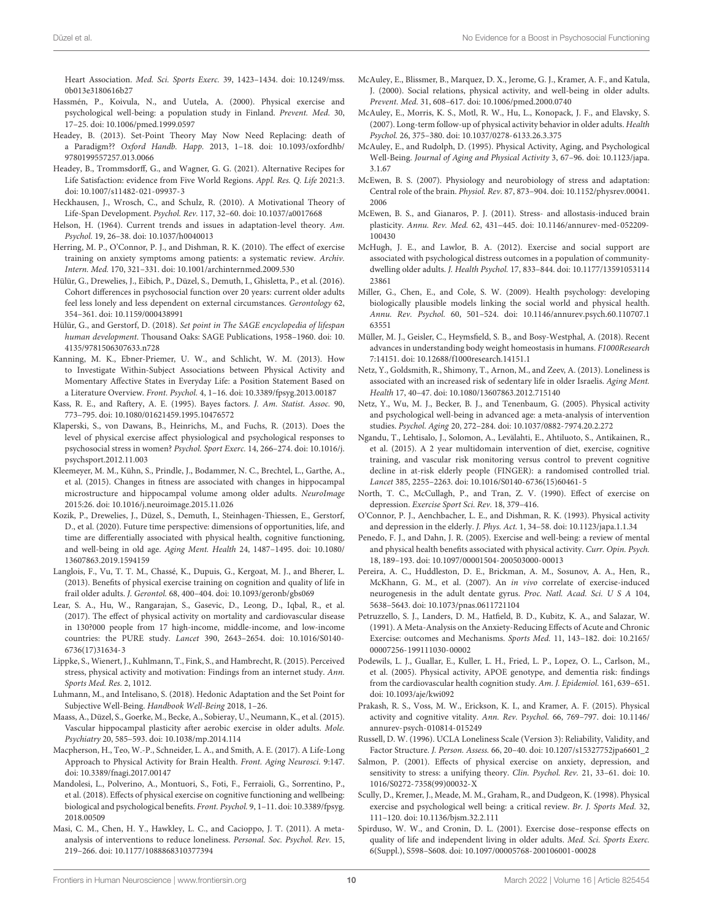Heart Association. *Med. Sci. Sports Exerc.* 39, 1423–1434. doi: 10.1249/mss.0b013e3180616b27

Hassmén, P., Koivula, N., and Uutela, A. (2000). Physical exercise and psychological well-being: a population study in Finland. *Prevent. Med.* 30, 17–25. doi: 10.1006/pmed.1999.0597

Headey, B. (2013). Set-Point Theory May Now Need Replacing: death of a Paradigm?? *Oxford Handb. Happ.* 2013, 1–18. doi: 10.1093/oxfordhb/9780199557257.013.0066

Headey, B., Trommsdorff, G., and Wagner, G. G. (2021). Alternative Recipes for Life Satisfaction: evidence from Five World Regions. *Appl. Res. Q. Life* 2021:3. doi: 10.1007/s11482-021-09937-3

Heckhausen, J., Wrosch, C., and Schulz, R. (2010). A Motivational Theory of Life-Span Development. *Psychol. Rev.* 117, 32–60. doi: 10.1037/a0017668

Helson, H. (1964). Current trends and issues in adaptation-level theory. *Am. Psychol.* 19, 26–38. doi: 10.1037/h0040013

Herring, M. P., O'Connor, P. J., and Dishman, R. K. (2010). The effect of exercise training on anxiety symptoms among patients: a systematic review. *Archiv. Intern. Med.* 170, 321–331. doi: 10.1001/archinternmed.2009.530

Hülür, G., Drewelies, J., Eibich, P., Düzel, S., Demuth, I., Ghisletta, P., et al. (2016). Cohort differences in psychosocial function over 20 years: current older adults feel less lonely and less dependent on external circumstances. *Gerontology* 62, 354–361. doi: 10.1159/000438991

Hülür, G., and Gerstorf, D. (2018). *Set point in The SAGE encyclopedia of lifespan human development*. Thousand Oaks: SAGE Publications, 1958–1960. doi: 10.4135/9781506307633.n728

Kanning, M. K., Ebner-Priemer, U. W., and Schlicht, W. M. (2013). How to Investigate Within-Subject Associations between Physical Activity and Momentary Affective States in Everyday Life: a Position Statement Based on a Literature Overview. *Front. Psychol.* 4, 1–16. doi: 10.3389/fpsyg.2013.00187

Kass, R. E., and Raftery, A. E. (1995). Bayes factors. *J. Am. Statist. Assoc.* 90, 773–795. doi: 10.1080/01621459.1995.10476572

Klaperski, S., von Dawans, B., Heinrichs, M., and Fuchs, R. (2013). Does the level of physical exercise affect physiological and psychological responses to psychosocial stress in women? *Psychol. Sport Exerc.* 14, 266–274. doi: 10.1016/j.psychsport.2012.11.003

Kleemeyer, M. M., Kühn, S., Prindle, J., Bodammer, N. C., Brechtel, L., Garthe, A., et al. (2015). Changes in fitness are associated with changes in hippocampal microstructure and hippocampal volume among older adults. *NeuroImage* 2015:26. doi: 10.1016/j.neuroimage.2015.11.026

Kozik, P., Drewelies, J., Düzel, S., Demuth, I., Steinhagen-Thiessen, E., Gerstorf, D., et al. (2020). Future time perspective: dimensions of opportunities, life, and time are differentially associated with physical health, cognitive functioning, and well-being in old age. *Aging Ment. Health* 24, 1487–1495. doi: 10.1080/13607863.2019.1594159

Langlois, F., Vu, T. T. M., Chassé, K., Dupuis, G., Kergoat, M. J., and Bherer, L. (2013). Benefits of physical exercise training on cognition and quality of life in frail older adults. *J. Gerontol.* 68, 400–404. doi: 10.1093/geronb/gbs069

Lear, S. A., Hu, W., Rangarajan, S., Gasevic, D., Leong, D., Iqbal, R., et al. (2017). The effect of physical activity on mortality and cardiovascular disease in 130?000 people from 17 high-income, middle-income, and low-income countries: the PURE study. *Lancet* 390, 2643–2654. doi: 10.1016/S0140-6736(17)31634-3

Lippke, S., Wienert, J., Kuhlmann, T., Fink, S., and Hambrecht, R. (2015). Perceived stress, physical activity and motivation: Findings from an internet study. *Ann. Sports Med. Res.* 2, 1012.

Luhmann, M., and Intelisano, S. (2018). Hedonic Adaptation and the Set Point for Subjective Well-Being. *Handbook Well-Being* 2018, 1–26.

Maass, A., Düzel, S., Goerke, M., Becke, A., Sobieray, U., Neumann, K., et al. (2015). Vascular hippocampal plasticity after aerobic exercise in older adults. *Mole. Psychiatry* 20, 585–593. doi: 10.1038/mp.2014.114

Macpherson, H., Teo, W.-P., Schneider, L. A., and Smith, A. E. (2017). A Life-Long Approach to Physical Activity for Brain Health. *Front. Aging Neurosci.* 9:147. doi: 10.3389/fnagi.2017.00147

Mandolesi, L., Polverino, A., Montuori, S., Foti, F., Ferraioli, G., Sorrentino, P., et al. (2018). Effects of physical exercise on cognitive functioning and wellbeing: biological and psychological benefits. *Front. Psychol.* 9, 1–11. doi: 10.3389/fpsyg.2018.00509

Masi, C. M., Chen, H. Y., Hawkley, L. C., and Cacioppo, J. T. (2011). A meta-analysis of interventions to reduce loneliness. *Personal. Soc. Psychol. Rev.* 15, 219–266. doi: 10.1177/1088868310377394

McAuley, E., Blissmer, B., Marquez, D. X., Jerome, G. J., Kramer, A. F., and Katula, J. (2000). Social relations, physical activity, and well-being in older adults. *Prevent. Med.* 31, 608–617. doi: 10.1006/pmed.2000.0740

McAuley, E., Morris, K. S., Motl, R. W., Hu, L., Konopack, J. F., and Elavsky, S. (2007). Long-term follow-up of physical activity behavior in older adults. *Health Psychol.* 26, 375–380. doi: 10.1037/0278-6133.26.3.375

McAuley, E., and Rudolph, D. (1995). Physical Activity, Aging, and Psychological Well-Being. *Journal of Aging and Physical Activity* 3, 67–96. doi: 10.1123/japa.3.1.67

McEwen, B. S. (2007). Physiology and neurobiology of stress and adaptation: Central role of the brain. *Physiol. Rev.* 87, 873–904. doi: 10.1152/physrev.00041.2006

McEwen, B. S., and Gianaros, P. J. (2011). Stress- and allostasis-induced brain plasticity. *Annu. Rev. Med.* 62, 431–445. doi: 10.1146/annurev-med-052209-100430

McHugh, J. E., and Lawlor, B. A. (2012). Exercise and social support are associated with psychological distress outcomes in a population of community-dwelling older adults. *J. Health Psychol.* 17, 833–844. doi: 10.1177/1359105311423861

Miller, G., Chen, E., and Cole, S. W. (2009). Health psychology: developing biologically plausible models linking the social world and physical health. *Annu. Rev. Psychol.* 60, 501–524. doi: 10.1146/annurev.psych.60.110707.163551

Müller, M. J., Geisler, C., Heymsfield, S. B., and Bosy-Westphal, A. (2018). Recent advances in understanding body weight homeostasis in humans. *F1000Research* 7:14151. doi: 10.12688/f1000research.14151.1

Netz, Y., Goldsmith, R., Shimony, T., Arnon, M., and Zeev, A. (2013). Loneliness is associated with an increased risk of sedentary life in older Israelis. *Aging Ment. Health* 17, 40–47. doi: 10.1080/13607863.2012.715140

Netz, Y., Wu, M. J., Becker, B. J., and Tenenbaum, G. (2005). Physical activity and psychological well-being in advanced age: a meta-analysis of intervention studies. *Psychol. Aging* 20, 272–284. doi: 10.1037/0882-7974.20.2.272

Ngandu, T., Lehtisalo, J., Solomon, A., Levälahti, E., Ahtiluoto, S., Antikainen, R., et al. (2015). A 2 year multidomain intervention of diet, exercise, cognitive training, and vascular risk monitoring versus control to prevent cognitive decline in at-risk elderly people (FINGER): a randomised controlled trial. *Lancet* 385, 2255–2263. doi: 10.1016/S0140-6736(15)60461-5

North, T. C., McCullagh, P., and Tran, Z. V. (1990). Effect of exercise on depression. *Exercise Sport Sci. Rev.* 18, 379–416.

O'Connor, P. J., Aenchbacher, L. E., and Dishman, R. K. (1993). Physical activity and depression in the elderly. *J. Phys. Act.* 1, 34–58. doi: 10.1123/japa.1.1.34

Penedo, F. J., and Dahn, J. R. (2005). Exercise and well-being: a review of mental and physical health benefits associated with physical activity. *Curr. Opin. Psych.* 18, 189–193. doi: 10.1097/00001504-200503000-00013

Pereira, A. C., Huddleston, D. E., Brickman, A. M., Sosunov, A. A., Hen, R., McKhann, G. M., et al. (2007). An *in vivo* correlate of exercise-induced neurogenesis in the adult dentate gyrus. *Proc. Natl. Acad. Sci. U S A* 104, 5638–5643. doi: 10.1073/pnas.0611721104

Petruzzello, S. J., Landers, D. M., Hatfield, B. D., Kubitz, K. A., and Salazar, W. (1991). A Meta-Analysis on the Anxiety-Reducing Effects of Acute and Chronic Exercise: outcomes and Mechanisms. *Sports Med.* 11, 143–182. doi: 10.2165/00007256-199111030-00002

Podewils, L. J., Guallar, E., Kuller, L. H., Fried, L. P., Lopez, O. L., Carlson, M., et al. (2005). Physical activity, APOE genotype, and dementia risk: findings from the cardiovascular health cognition study. *Am. J. Epidemiol.* 161, 639–651. doi: 10.1093/aje/kwi092

Prakash, R. S., Voss, M. W., Erickson, K. I., and Kramer, A. F. (2015). Physical activity and cognitive vitality. *Ann. Rev. Psychol.* 66, 769–797. doi: 10.1146/annurev-psych-010814-015249

Russell, D. W. (1996). UCLA Loneliness Scale (Version 3): Reliability, Validity, and Factor Structure. *J. Person. Assess.* 66, 20–40. doi: 10.1207/s15327752jpa6601_2

Salmon, P. (2001). Effects of physical exercise on anxiety, depression, and sensitivity to stress: a unifying theory. *Clin. Psychol. Rev.* 21, 33–61. doi: 10.1016/S0272-7358(99)00032-X

Scully, D., Kremer, J., Meade, M. M., Graham, R., and Dudgeon, K. (1998). Physical exercise and psychological well being: a critical review. *Br. J. Sports Med.* 32, 111–120. doi: 10.1136/bjsm.32.2.111

Spirduso, W. W., and Cronin, D. L. (2001). Exercise dose–response effects on quality of life and independent living in older adults. *Med. Sci. Sports Exerc.* 6(Suppl.), S598–S608. doi: 10.1097/00005768-200106001-00028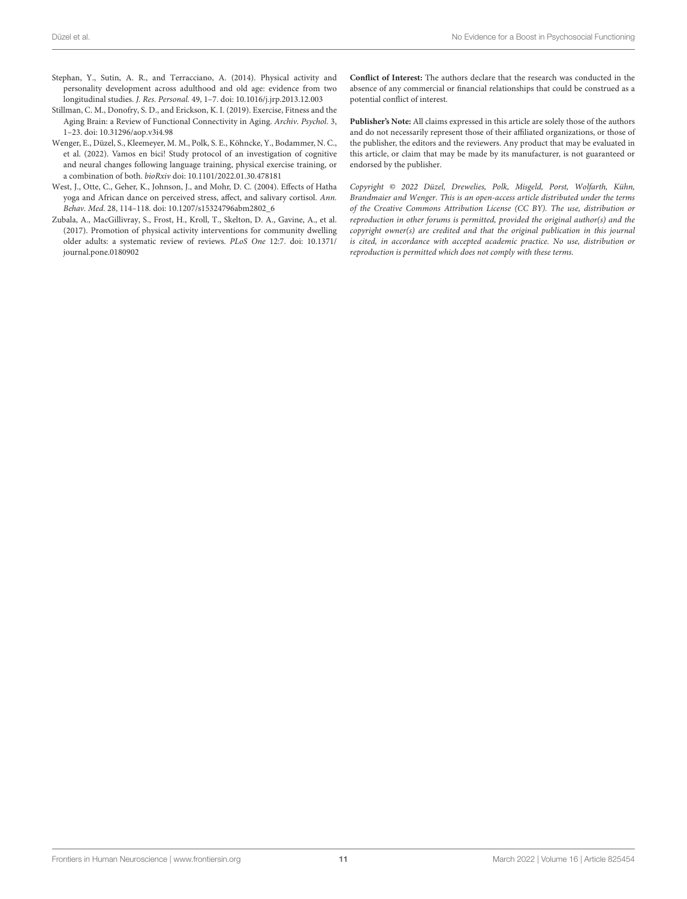Stephan, Y., Sutin, A. R., and Terracciano, A. (2014). Physical activity and personality development across adulthood and old age: evidence from two longitudinal studies. *J. Res. Personal.* 49, 1–7. doi: 10.1016/j.jrp.2013.12.003

Stillman, C. M., Donofry, S. D., and Erickson, K. I. (2019). Exercise, Fitness and the Aging Brain: a Review of Functional Connectivity in Aging. *Archiv. Psychol.* 3, 1–23. doi: 10.31296/aop.v3i4.98

Wenger, E., Düzel, S., Kleemeyer, M. M., Polk, S. E., Köhncke, Y., Bodammer, N. C., et al. (2022). Vamos en bici! Study protocol of an investigation of cognitive and neural changes following language training, physical exercise training, or a combination of both. *bioRxiv* doi: 10.1101/2022.01.30.478181

West, J., Otte, C., Geher, K., Johnson, J., and Mohr, D. C. (2004). Effects of Hatha yoga and African dance on perceived stress, affect, and salivary cortisol. *Ann. Behav. Med.* 28, 114–118. doi: 10.1207/s15324796abm2802_6

Zubala, A., MacGillivray, S., Frost, H., Kroll, T., Skelton, D. A., Gavine, A., et al. (2017). Promotion of physical activity interventions for community dwelling older adults: a systematic review of reviews. *PLoS One* 12:7. doi: 10.1371/journal.pone.0180902

**Conflict of Interest:** The authors declare that the research was conducted in the absence of any commercial or financial relationships that could be construed as a potential conflict of interest.

**Publisher's Note:** All claims expressed in this article are solely those of the authors and do not necessarily represent those of their affiliated organizations, or those of the publisher, the editors and the reviewers. Any product that may be evaluated in this article, or claim that may be made by its manufacturer, is not guaranteed or endorsed by the publisher.

*Copyright © 2022 Düzel, Drewelies, Polk, Misgeld, Porst, Wolfarth, Kühn, Brandmaier and Wenger. This is an open-access article distributed under the terms of the Creative Commons Attribution License (CC BY). The use, distribution or reproduction in other forums is permitted, provided the original author(s) and the copyright owner(s) are credited and that the original publication in this journal is cited, in accordance with accepted academic practice. No use, distribution or reproduction is permitted which does not comply with these terms.*